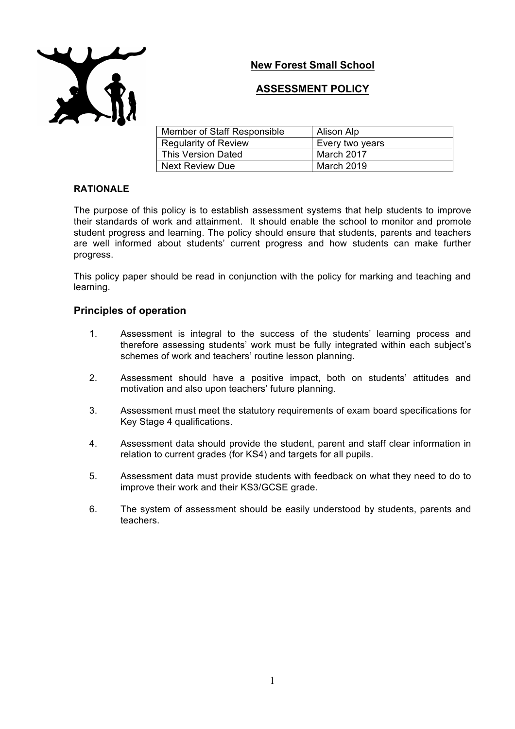# New Forest Small School

## ASSESSMENT POLICY

| Member of Staff Responsible | Alison Alp |
|---|---|
| Regularity of Review | Every two years |
| This Version Dated | March 2017 |
| Next Review Due | March 2019 |

**RATIONALE**

The purpose of this policy is to establish assessment systems that help students to improve their standards of work and attainment. It should enable the school to monitor and promote student progress and learning. The policy should ensure that students, parents and teachers are well informed about students' current progress and how students can make further progress.

This policy paper should be read in conjunction with the policy for marking and teaching and learning.

### Principles of operation

1. Assessment is integral to the success of the students' learning process and therefore assessing students' work must be fully integrated within each subject's schemes of work and teachers' routine lesson planning.

2. Assessment should have a positive impact, both on students' attitudes and motivation and also upon teachers' future planning.

3. Assessment must meet the statutory requirements of exam board specifications for Key Stage 4 qualifications.

4. Assessment data should provide the student, parent and staff clear information in relation to current grades (for KS4) and targets for all pupils.

5. Assessment data must provide students with feedback on what they need to do to improve their work and their KS3/GCSE grade.

6. The system of assessment should be easily understood by students, parents and teachers.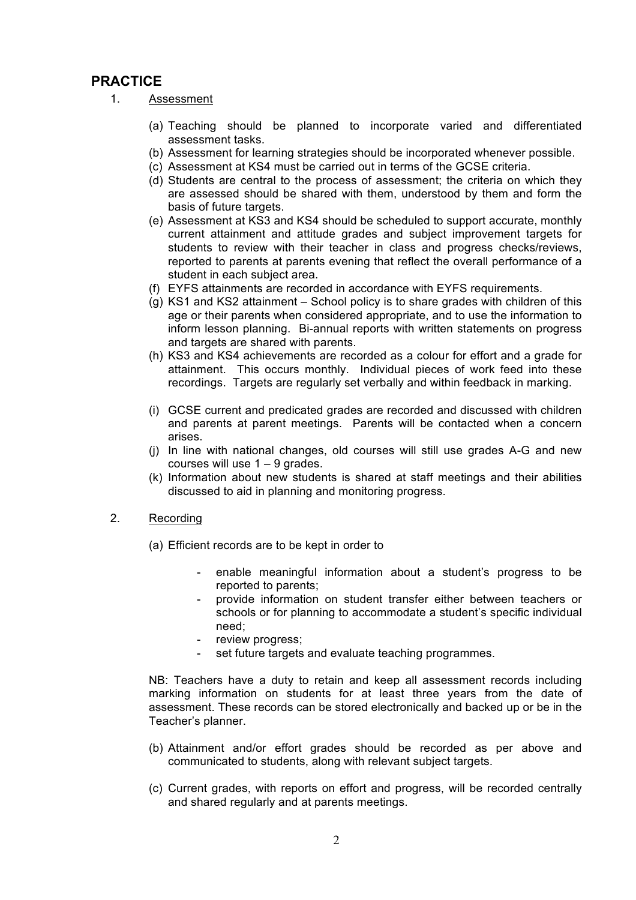## PRACTICE

1. Assessment

   (a) Teaching should be planned to incorporate varied and differentiated assessment tasks.
   (b) Assessment for learning strategies should be incorporated whenever possible.
   (c) Assessment at KS4 must be carried out in terms of the GCSE criteria.
   (d) Students are central to the process of assessment; the criteria on which they are assessed should be shared with them, understood by them and form the basis of future targets.
   (e) Assessment at KS3 and KS4 should be scheduled to support accurate, monthly current attainment and attitude grades and subject improvement targets for students to review with their teacher in class and progress checks/reviews, reported to parents at parents evening that reflect the overall performance of a student in each subject area.
   (f) EYFS attainments are recorded in accordance with EYFS requirements.
   (g) KS1 and KS2 attainment – School policy is to share grades with children of this age or their parents when considered appropriate, and to use the information to inform lesson planning. Bi-annual reports with written statements on progress and targets are shared with parents.
   (h) KS3 and KS4 achievements are recorded as a colour for effort and a grade for attainment. This occurs monthly. Individual pieces of work feed into these recordings. Targets are regularly set verbally and within feedback in marking.
   (i) GCSE current and predicated grades are recorded and discussed with children and parents at parent meetings. Parents will be contacted when a concern arises.
   (j) In line with national changes, old courses will still use grades A-G and new courses will use 1 – 9 grades.
   (k) Information about new students is shared at staff meetings and their abilities discussed to aid in planning and monitoring progress.

2. Recording

   (a) Efficient records are to be kept in order to

      - enable meaningful information about a student's progress to be reported to parents;
      - provide information on student transfer either between teachers or schools or for planning to accommodate a student's specific individual need;
      - review progress;
      - set future targets and evaluate teaching programmes.

   NB: Teachers have a duty to retain and keep all assessment records including marking information on students for at least three years from the date of assessment. These records can be stored electronically and backed up or be in the Teacher's planner.

   (b) Attainment and/or effort grades should be recorded as per above and communicated to students, along with relevant subject targets.

   (c) Current grades, with reports on effort and progress, will be recorded centrally and shared regularly and at parents meetings.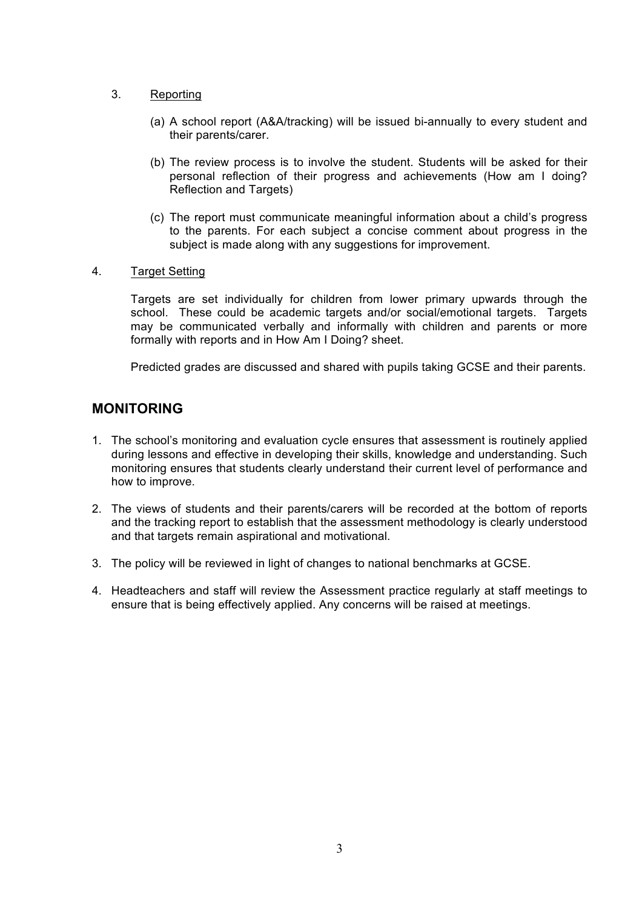3. Reporting

   (a) A school report (A&A/tracking) will be issued bi-annually to every student and their parents/carer.

   (b) The review process is to involve the student. Students will be asked for their personal reflection of their progress and achievements (How am I doing? Reflection and Targets)

   (c) The report must communicate meaningful information about a child's progress to the parents. For each subject a concise comment about progress in the subject is made along with any suggestions for improvement.

4. Target Setting

   Targets are set individually for children from lower primary upwards through the school. These could be academic targets and/or social/emotional targets. Targets may be communicated verbally and informally with children and parents or more formally with reports and in How Am I Doing? sheet.

   Predicted grades are discussed and shared with pupils taking GCSE and their parents.

## MONITORING

1. The school's monitoring and evaluation cycle ensures that assessment is routinely applied during lessons and effective in developing their skills, knowledge and understanding. Such monitoring ensures that students clearly understand their current level of performance and how to improve.
2. The views of students and their parents/carers will be recorded at the bottom of reports and the tracking report to establish that the assessment methodology is clearly understood and that targets remain aspirational and motivational.
3. The policy will be reviewed in light of changes to national benchmarks at GCSE.
4. Headteachers and staff will review the Assessment practice regularly at staff meetings to ensure that is being effectively applied. Any concerns will be raised at meetings.